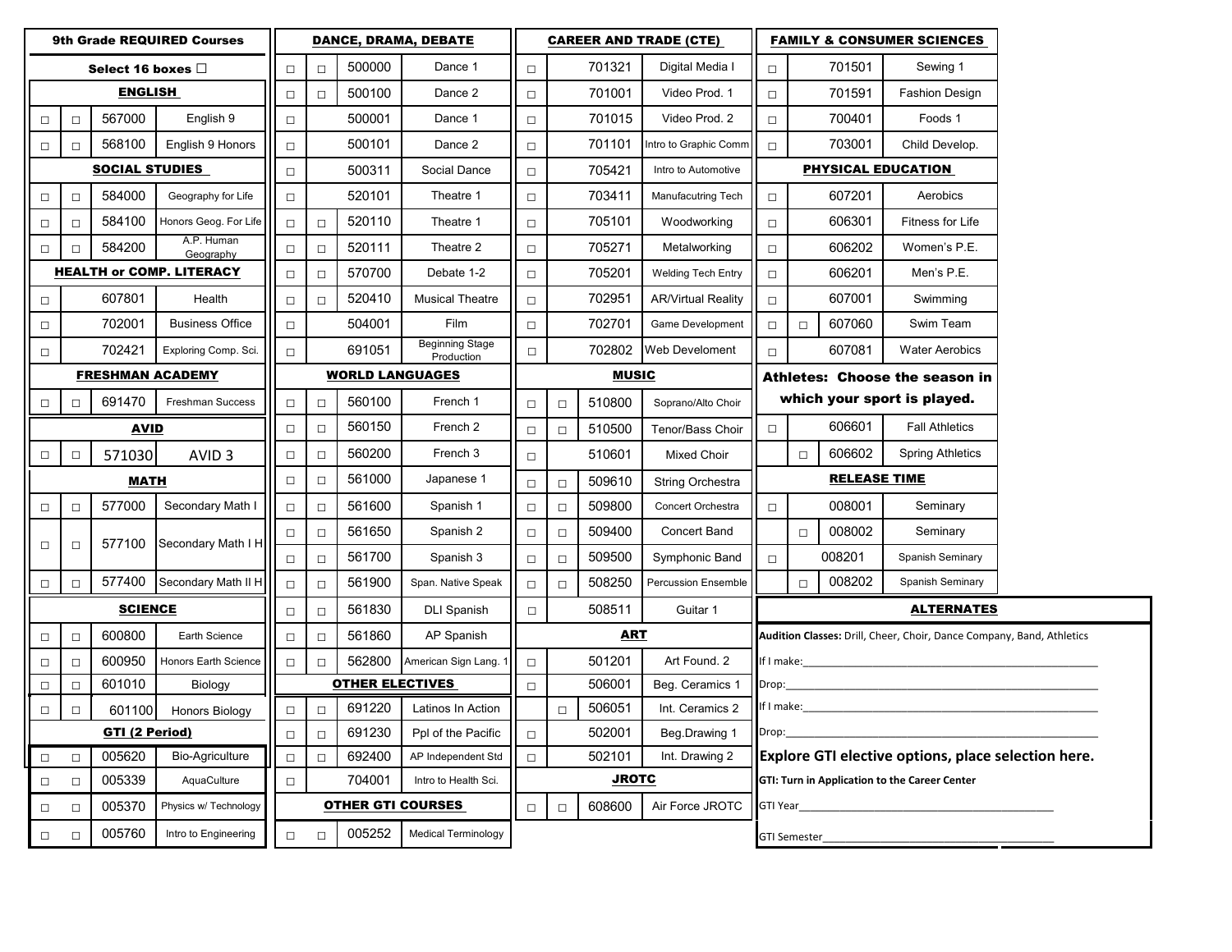## 9th Grade REQUIRED Courses

Select 16 boxes ☐

### ENGLISH

| ☐ | ☐ | Code | Course |
|---|---|---|---|
| ☐ | ☐ | 567000 | English 9 |
| ☐ | ☐ | 568100 | English 9 Honors |

### SOCIAL STUDIES

| ☐ | ☐ | Code | Course |
|---|---|---|---|
| ☐ | ☐ | 584000 | Geography for Life |
| ☐ | ☐ | 584100 | Honors Geog. For Life |
| ☐ | ☐ | 584200 | A.P. Human Geography |

### HEALTH or COMP. LITERACY

| ☐ | Code | Course |
|---|---|---|
| ☐ | 607801 | Health |
| ☐ | 702001 | Business Office |
| ☐ | 702421 | Exploring Comp. Sci. |

### FRESHMAN ACADEMY

| ☐ | ☐ | Code | Course |
|---|---|---|---|
| ☐ | ☐ | 691470 | Freshman Success |

### AVID

| ☐ | ☐ | Code | Course |
|---|---|---|---|
| ☐ | ☐ | 571030 | AVID 3 |

### MATH

| ☐ | ☐ | Code | Course |
|---|---|---|---|
| ☐ | ☐ | 577000 | Secondary Math I |
| ☐ | ☐ | 577100 | Secondary Math I H |
| ☐ | ☐ | 577400 | Secondary Math II H |

### SCIENCE

| ☐ | ☐ | Code | Course |
|---|---|---|---|
| ☐ | ☐ | 600800 | Earth Science |
| ☐ | ☐ | 600950 | Honors Earth Science |
| ☐ | ☐ | 601010 | Biology |
| ☐ | ☐ | 601100 | Honors Biology |

### GTI (2 Period)

| ☐ | ☐ | Code | Course |
|---|---|---|---|
| ☐ | ☐ | 005620 | Bio-Agriculture |
| ☐ | ☐ | 005339 | AquaCulture |
| ☐ | ☐ | 005370 | Physics w/ Technology |
| ☐ | ☐ | 005760 | Intro to Engineering |

## DANCE, DRAMA, DEBATE

| ☐ | ☐ | Code | Course |
|---|---|---|---|
| ☐ | ☐ | 500000 | Dance 1 |
| ☐ | ☐ | 500100 | Dance 2 |
| ☐ | | 500001 | Dance 1 |
| ☐ | | 500101 | Dance 2 |
| ☐ | | 500311 | Social Dance |
| ☐ | | 520101 | Theatre 1 |
| ☐ | ☐ | 520110 | Theatre 1 |
| ☐ | ☐ | 520111 | Theatre 2 |
| ☐ | ☐ | 570700 | Debate 1-2 |
| ☐ | ☐ | 520410 | Musical Theatre |
| ☐ | | 504001 | Film |
| ☐ | | 691051 | Beginning Stage Production |

## WORLD LANGUAGES

| ☐ | ☐ | Code | Course |
|---|---|---|---|
| ☐ | ☐ | 560100 | French 1 |
| ☐ | ☐ | 560150 | French 2 |
| ☐ | ☐ | 560200 | French 3 |
| ☐ | ☐ | 561000 | Japanese 1 |
| ☐ | ☐ | 561600 | Spanish 1 |
| ☐ | ☐ | 561650 | Spanish 2 |
| ☐ | ☐ | 561700 | Spanish 3 |
| ☐ | ☐ | 561900 | Span. Native Speak |
| ☐ | ☐ | 561830 | DLI Spanish |
| ☐ | ☐ | 561860 | AP Spanish |
| ☐ | ☐ | 562800 | American Sign Lang. 1 |

## OTHER ELECTIVES

| ☐ | ☐ | Code | Course |
|---|---|---|---|
| ☐ | ☐ | 691220 | Latinos In Action |
| ☐ | ☐ | 691230 | Ppl of the Pacific |
| ☐ | ☐ | 692400 | AP Independent Std |
| ☐ | | 704001 | Intro to Health Sci. |

## OTHER GTI COURSES

| ☐ | ☐ | Code | Course |
|---|---|---|---|
| ☐ | ☐ | 005252 | Medical Terminology |

## CAREER AND TRADE (CTE)

| ☐ | Code | Course |
|---|---|---|
| ☐ | 701321 | Digital Media I |
| ☐ | 701001 | Video Prod. 1 |
| ☐ | 701015 | Video Prod. 2 |
| ☐ | 701101 | Intro to Graphic Comm |
| ☐ | 705421 | Intro to Automotive |
| ☐ | 703411 | Manufacutring Tech |
| ☐ | 705101 | Woodworking |
| ☐ | 705271 | Metalworking |
| ☐ | 705201 | Welding Tech Entry |
| ☐ | 702951 | AR/Virtual Reality |
| ☐ | 702701 | Game Development |
| ☐ | 702802 | Web Develoment |

## MUSIC

| ☐ | ☐ | Code | Course |
|---|---|---|---|
| ☐ | ☐ | 510800 | Soprano/Alto Choir |
| ☐ | ☐ | 510500 | Tenor/Bass Choir |
| ☐ | | 510601 | Mixed Choir |
| ☐ | ☐ | 509610 | String Orchestra |
| ☐ | ☐ | 509800 | Concert Orchestra |
| ☐ | ☐ | 509400 | Concert Band |
| ☐ | ☐ | 509500 | Symphonic Band |
| ☐ | ☐ | 508250 | Percussion Ensemble |
| ☐ | | 508511 | Guitar 1 |

## ART

| ☐ | ☐ | Code | Course |
|---|---|---|---|
| ☐ | | 501201 | Art Found. 2 |
| ☐ | | 506001 | Beg. Ceramics 1 |
| | ☐ | 506051 | Int. Ceramics 2 |
| ☐ | | 502001 | Beg.Drawing 1 |
| ☐ | | 502101 | Int. Drawing 2 |

## JROTC

| ☐ | ☐ | Code | Course |
|---|---|---|---|
| ☐ | ☐ | 608600 | Air Force JROTC |

## FAMILY & CONSUMER SCIENCES

| ☐ | Code | Course |
|---|---|---|
| ☐ | 701501 | Sewing 1 |
| ☐ | 701591 | Fashion Design |
| ☐ | 700401 | Foods 1 |
| ☐ | 703001 | Child Develop. |

## PHYSICAL EDUCATION

| ☐ | ☐ | Code | Course |
|---|---|---|---|
| ☐ | | 607201 | Aerobics |
| ☐ | | 606301 | Fitness for Life |
| ☐ | | 606202 | Women's P.E. |
| ☐ | | 606201 | Men's P.E. |
| ☐ | | 607001 | Swimming |
| ☐ | ☐ | 607060 | Swim Team |
| ☐ | | 607081 | Water Aerobics |

**Athletes: Choose the season in which your sport is played.**

| ☐ | ☐ | Code | Course |
|---|---|---|---|
| ☐ | | 606601 | Fall Athletics |
| | ☐ | 606602 | Spring Athletics |

## RELEASE TIME

| ☐ | ☐ | Code | Course |
|---|---|---|---|
| ☐ | | 008001 | Seminary |
| | ☐ | 008002 | Seminary |
| ☐ | | 008201 | Spanish Seminary |
| | ☐ | 008202 | Spanish Seminary |

## ALTERNATES

**Audition Classes:** Drill, Cheer, Choir, Dance Company, Band, Athletics

If I make:_______________________________________________

Drop:_______________________________________________

If I make:_______________________________________________

Drop:_______________________________________________

**Explore GTI elective options, place selection here.**

**GTI: Turn in Application to the Career Center**

GTI Year_______________________________________

GTI Semester___________________________________